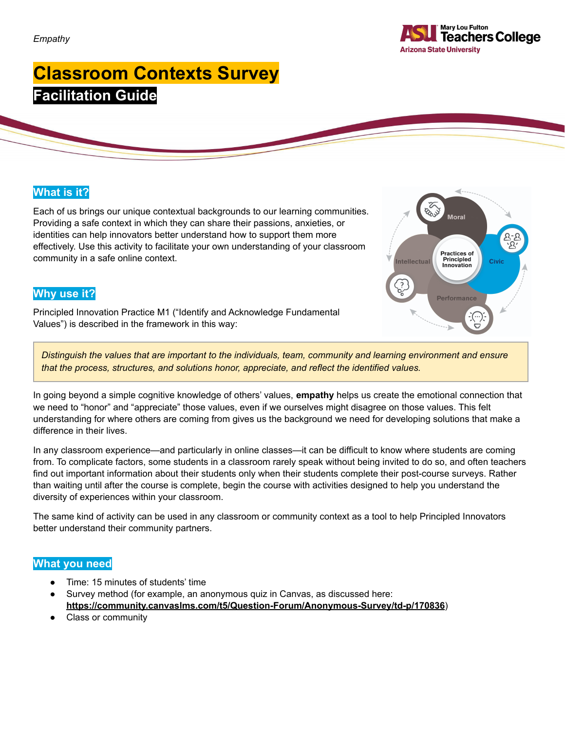*Empathy*

# Classroom Contexts Survey

## Facilitation Guide

### What is it?

Each of us brings our unique contextual backgrounds to our learning communities. Providing a safe context in which they can share their passions, anxieties, or identities can help innovators better understand how to support them more effectively. Use this activity to facilitate your own understanding of your classroom community in a safe online context.

### Why use it?

Principled Innovation Practice M1 ("Identify and Acknowledge Fundamental Values") is described in the framework in this way:

> *Distinguish the values that are important to the individuals, team, community and learning environment and ensure that the process, structures, and solutions honor, appreciate, and reflect the identified values.*

In going beyond a simple cognitive knowledge of others' values, **empathy** helps us create the emotional connection that we need to "honor" and "appreciate" those values, even if we ourselves might disagree on those values. This felt understanding for where others are coming from gives us the background we need for developing solutions that make a difference in their lives.

In any classroom experience—and particularly in online classes—it can be difficult to know where students are coming from. To complicate factors, some students in a classroom rarely speak without being invited to do so, and often teachers find out important information about their students only when their students complete their post-course surveys. Rather than waiting until after the course is complete, begin the course with activities designed to help you understand the diversity of experiences within your classroom.

The same kind of activity can be used in any classroom or community context as a tool to help Principled Innovators better understand their community partners.

### What you need

- Time: 15 minutes of students' time
- Survey method (for example, an anonymous quiz in Canvas, as discussed here: **https://community.canvaslms.com/t5/Question-Forum/Anonymous-Survey/td-p/170836**)
- Class or community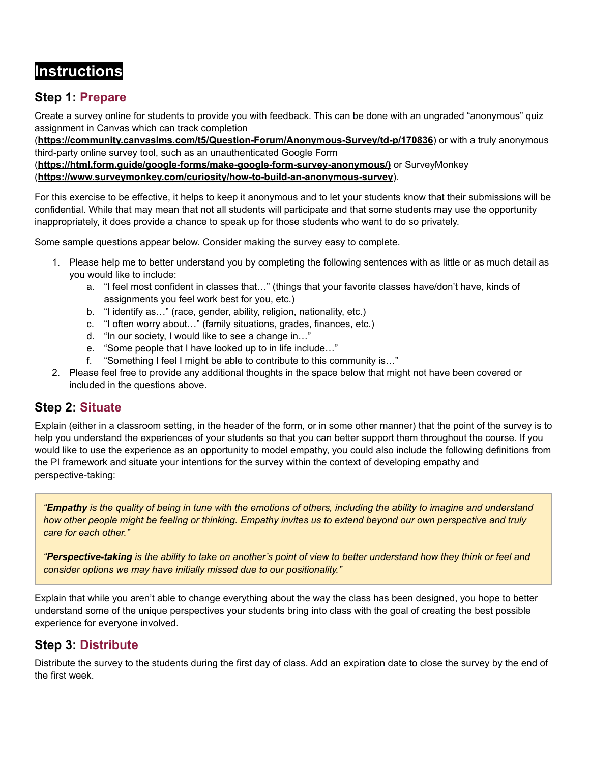# Instructions

## Step 1: Prepare

Create a survey online for students to provide you with feedback. This can be done with an ungraded "anonymous" quiz assignment in Canvas which can track completion (**https://community.canvaslms.com/t5/Question-Forum/Anonymous-Survey/td-p/170836**) or with a truly anonymous third-party online survey tool, such as an unauthenticated Google Form (**https://html.form.guide/google-forms/make-google-form-survey-anonymous/)** or SurveyMonkey (**https://www.surveymonkey.com/curiosity/how-to-build-an-anonymous-survey**).

For this exercise to be effective, it helps to keep it anonymous and to let your students know that their submissions will be confidential. While that may mean that not all students will participate and that some students may use the opportunity inappropriately, it does provide a chance to speak up for those students who want to do so privately.

Some sample questions appear below. Consider making the survey easy to complete.

1. Please help me to better understand you by completing the following sentences with as little or as much detail as you would like to include:
   a. "I feel most confident in classes that…" (things that your favorite classes have/don't have, kinds of assignments you feel work best for you, etc.)
   b. "I identify as…" (race, gender, ability, religion, nationality, etc.)
   c. "I often worry about…" (family situations, grades, finances, etc.)
   d. "In our society, I would like to see a change in…"
   e. "Some people that I have looked up to in life include…"
   f. "Something I feel I might be able to contribute to this community is…"
2. Please feel free to provide any additional thoughts in the space below that might not have been covered or included in the questions above.

## Step 2: Situate

Explain (either in a classroom setting, in the header of the form, or in some other manner) that the point of the survey is to help you understand the experiences of your students so that you can better support them throughout the course. If you would like to use the experience as an opportunity to model empathy, you could also include the following definitions from the PI framework and situate your intentions for the survey within the context of developing empathy and perspective-taking:

> *"**Empathy** is the quality of being in tune with the emotions of others, including the ability to imagine and understand how other people might be feeling or thinking. Empathy invites us to extend beyond our own perspective and truly care for each other."*
>
> *"**Perspective-taking** is the ability to take on another's point of view to better understand how they think or feel and consider options we may have initially missed due to our positionality."*

Explain that while you aren't able to change everything about the way the class has been designed, you hope to better understand some of the unique perspectives your students bring into class with the goal of creating the best possible experience for everyone involved.

## Step 3: Distribute

Distribute the survey to the students during the first day of class. Add an expiration date to close the survey by the end of the first week.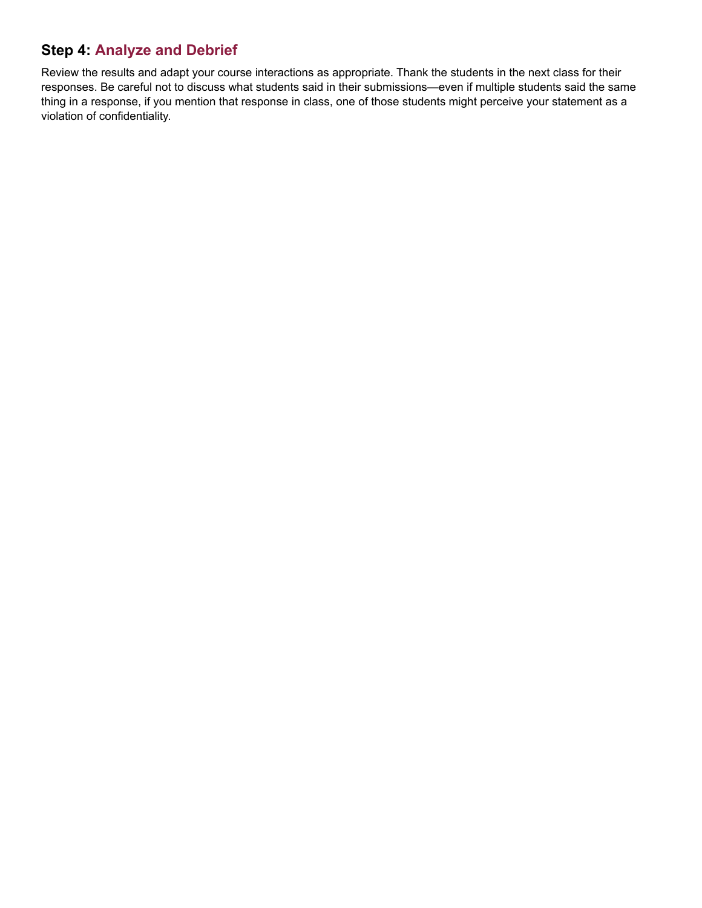### Step 4: Analyze and Debrief

Review the results and adapt your course interactions as appropriate. Thank the students in the next class for their responses. Be careful not to discuss what students said in their submissions—even if multiple students said the same thing in a response, if you mention that response in class, one of those students might perceive your statement as a violation of confidentiality.